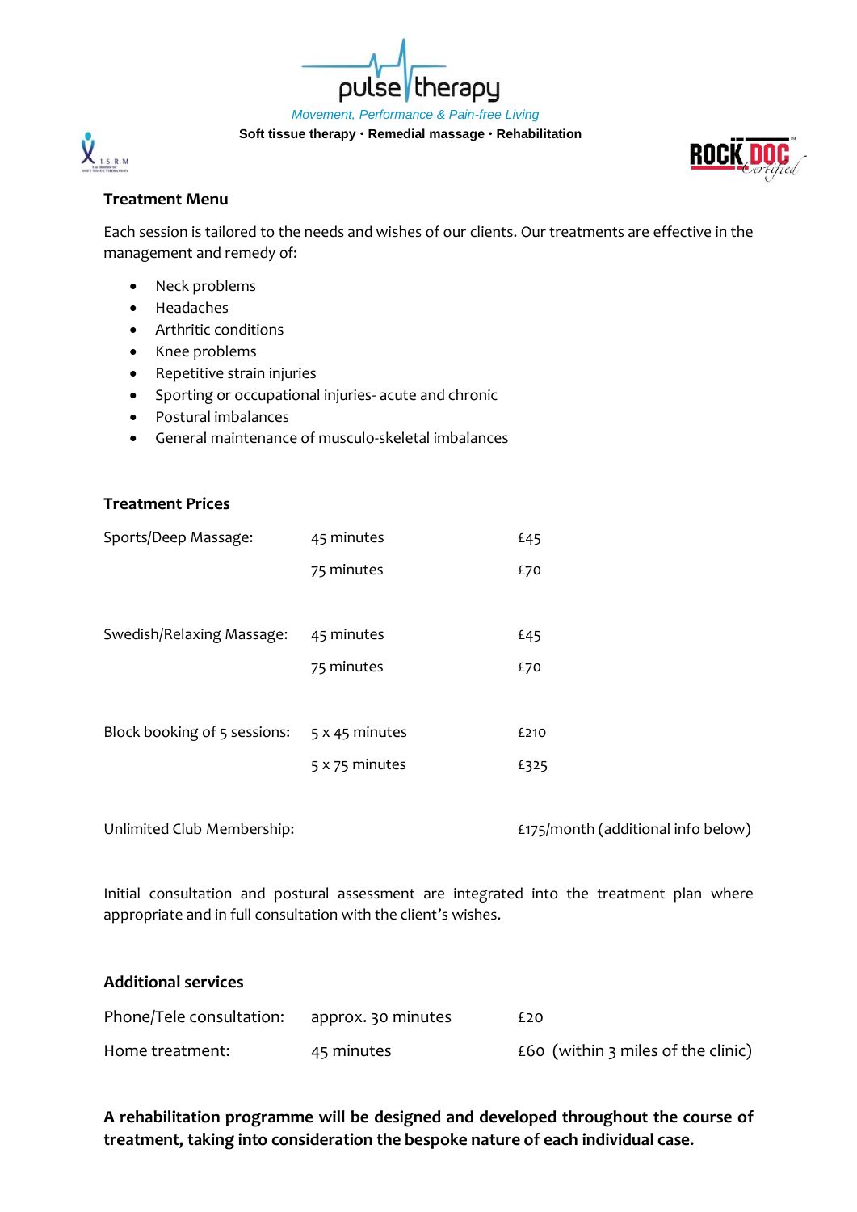pulse therapy

*Movement, Performance & Pain-free Living*

**Soft tissue therapy • Remedial massage • Rehabilitation**

ISRM

ROCK DOC Certified

## Treatment Menu

Each session is tailored to the needs and wishes of our clients. Our treatments are effective in the management and remedy of:

- Neck problems
- Headaches
- Arthritic conditions
- Knee problems
- Repetitive strain injuries
- Sporting or occupational injuries- acute and chronic
- Postural imbalances
- General maintenance of musculo-skeletal imbalances

## Treatment Prices

| | | |
|---|---|---|
| Sports/Deep Massage: | 45 minutes | £45 |
| | 75 minutes | £70 |
| Swedish/Relaxing Massage: | 45 minutes | £45 |
| | 75 minutes | £70 |
| Block booking of 5 sessions: | 5 x 45 minutes | £210 |
| | 5 x 75 minutes | £325 |
| Unlimited Club Membership: | | £175/month (additional info below) |

Initial consultation and postural assessment are integrated into the treatment plan where appropriate and in full consultation with the client's wishes.

## Additional services

| | | |
|---|---|---|
| Phone/Tele consultation: | approx. 30 minutes | £20 |
| Home treatment: | 45 minutes | £60 (within 3 miles of the clinic) |

**A rehabilitation programme will be designed and developed throughout the course of treatment, taking into consideration the bespoke nature of each individual case.**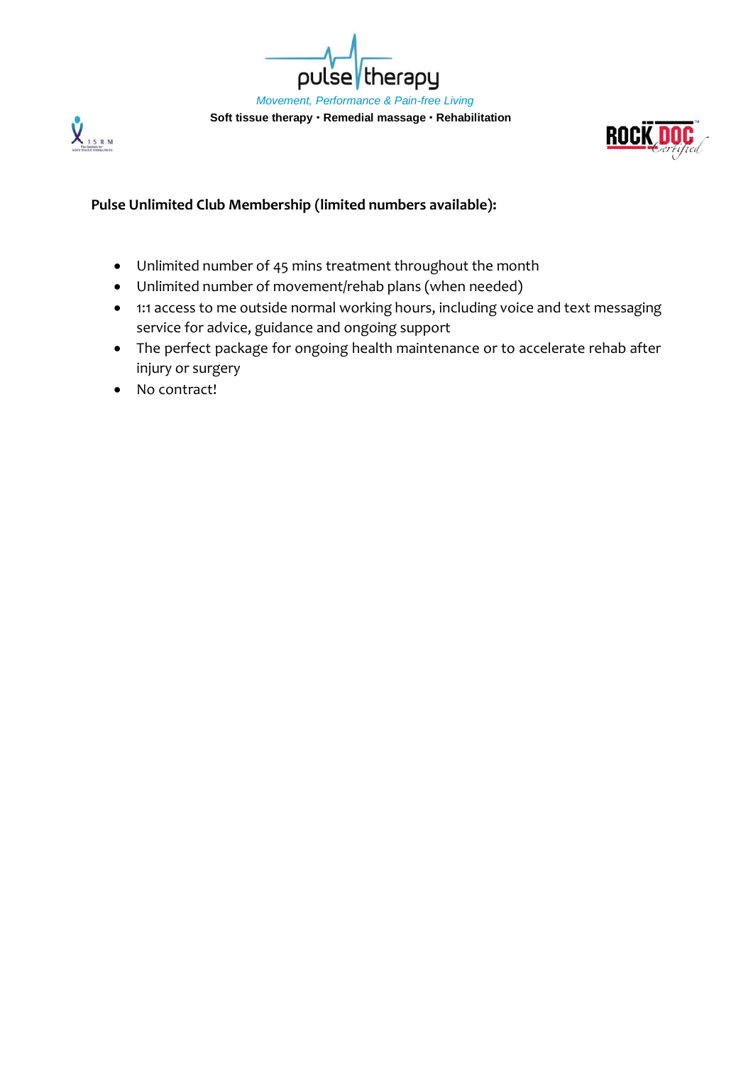pulse therapy

*Movement, Performance & Pain-free Living*

**Soft tissue therapy • Remedial massage • Rehabilitation**

**Pulse Unlimited Club Membership (limited numbers available):**

- Unlimited number of 45 mins treatment throughout the month
- Unlimited number of movement/rehab plans (when needed)
- 1:1 access to me outside normal working hours, including voice and text messaging service for advice, guidance and ongoing support
- The perfect package for ongoing health maintenance or to accelerate rehab after injury or surgery
- No contract!